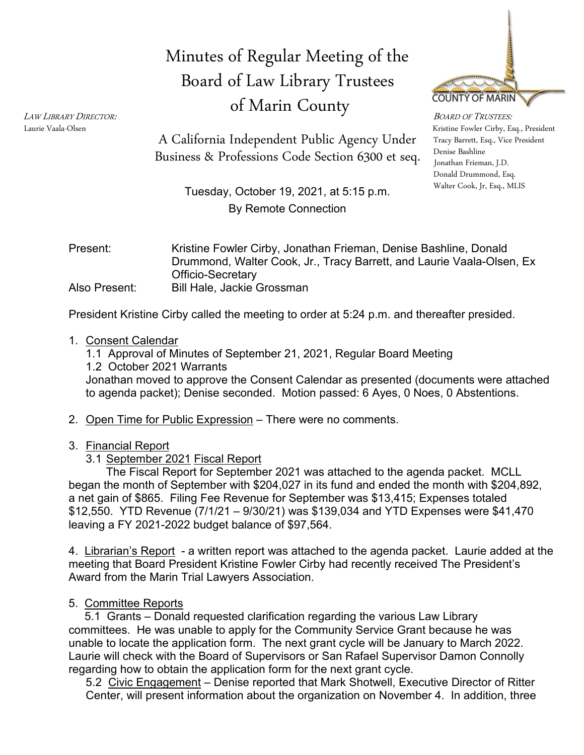# Minutes of Regular Meeting of the Board of Law Library Trustees of Marin County

*LAW LIBRARY DIRECTOR:*
Laurie Vaala-Olsen

A California Independent Public Agency Under Business & Professions Code Section 6300 et seq.

COUNTY OF MARIN

*BOARD OF TRUSTEES:*
Kristine Fowler Cirby, Esq., President
Tracy Barrett, Esq., Vice President
Denise Bashline
Jonathan Frieman, J.D.
Donald Drummond, Esq.
Walter Cook, Jr, Esq., MLIS

Tuesday, October 19, 2021, at 5:15 p.m.
By Remote Connection

Present: Kristine Fowler Cirby, Jonathan Frieman, Denise Bashline, Donald Drummond, Walter Cook, Jr., Tracy Barrett, and Laurie Vaala-Olsen, Ex Officio-Secretary

Also Present: Bill Hale, Jackie Grossman

President Kristine Cirby called the meeting to order at 5:24 p.m. and thereafter presided.

1. Consent Calendar
   1.1 Approval of Minutes of September 21, 2021, Regular Board Meeting
   1.2 October 2021 Warrants
   Jonathan moved to approve the Consent Calendar as presented (documents were attached to agenda packet); Denise seconded. Motion passed: 6 Ayes, 0 Noes, 0 Abstentions.

2. Open Time for Public Expression – There were no comments.

3. Financial Report
   3.1 September 2021 Fiscal Report

The Fiscal Report for September 2021 was attached to the agenda packet. MCLL began the month of September with $204,027 in its fund and ended the month with $204,892, a net gain of $865. Filing Fee Revenue for September was $13,415; Expenses totaled $12,550. YTD Revenue (7/1/21 – 9/30/21) was $139,034 and YTD Expenses were $41,470 leaving a FY 2021-2022 budget balance of $97,564.

4. Librarian's Report - a written report was attached to the agenda packet. Laurie added at the meeting that Board President Kristine Fowler Cirby had recently received The President's Award from the Marin Trial Lawyers Association.

5. Committee Reports
   5.1 Grants – Donald requested clarification regarding the various Law Library committees. He was unable to apply for the Community Service Grant because he was unable to locate the application form. The next grant cycle will be January to March 2022. Laurie will check with the Board of Supervisors or San Rafael Supervisor Damon Connolly regarding how to obtain the application form for the next grant cycle.
   5.2 Civic Engagement – Denise reported that Mark Shotwell, Executive Director of Ritter Center, will present information about the organization on November 4. In addition, three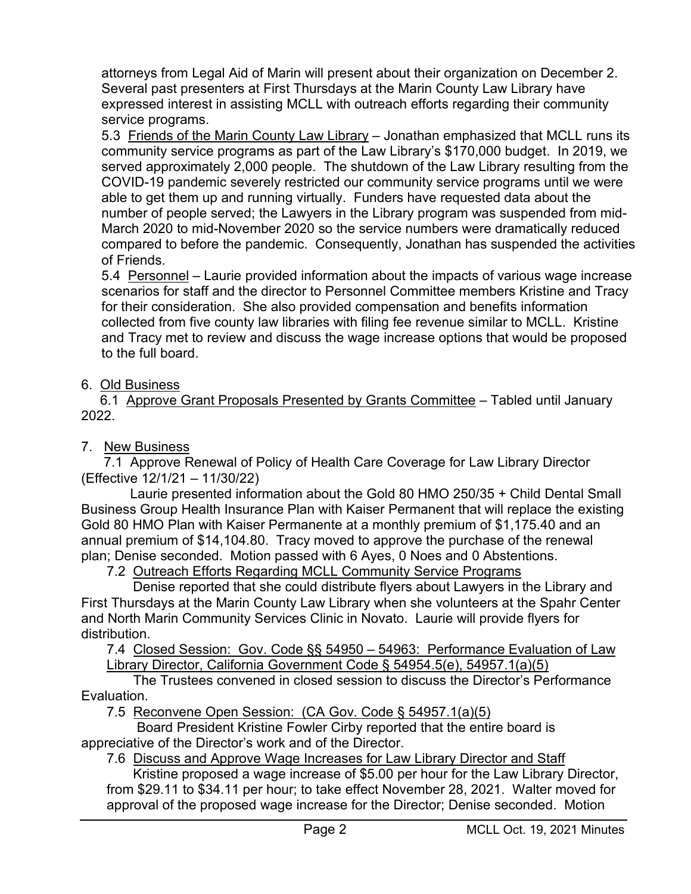attorneys from Legal Aid of Marin will present about their organization on December 2. Several past presenters at First Thursdays at the Marin County Law Library have expressed interest in assisting MCLL with outreach efforts regarding their community service programs.

5.3 Friends of the Marin County Law Library – Jonathan emphasized that MCLL runs its community service programs as part of the Law Library's $170,000 budget. In 2019, we served approximately 2,000 people. The shutdown of the Law Library resulting from the COVID-19 pandemic severely restricted our community service programs until we were able to get them up and running virtually. Funders have requested data about the number of people served; the Lawyers in the Library program was suspended from mid-March 2020 to mid-November 2020 so the service numbers were dramatically reduced compared to before the pandemic. Consequently, Jonathan has suspended the activities of Friends.

5.4 Personnel – Laurie provided information about the impacts of various wage increase scenarios for staff and the director to Personnel Committee members Kristine and Tracy for their consideration. She also provided compensation and benefits information collected from five county law libraries with filing fee revenue similar to MCLL. Kristine and Tracy met to review and discuss the wage increase options that would be proposed to the full board.

6. Old Business

6.1 Approve Grant Proposals Presented by Grants Committee – Tabled until January 2022.

7. New Business

7.1 Approve Renewal of Policy of Health Care Coverage for Law Library Director (Effective 12/1/21 – 11/30/22)

Laurie presented information about the Gold 80 HMO 250/35 + Child Dental Small Business Group Health Insurance Plan with Kaiser Permanent that will replace the existing Gold 80 HMO Plan with Kaiser Permanente at a monthly premium of $1,175.40 and an annual premium of $14,104.80. Tracy moved to approve the purchase of the renewal plan; Denise seconded. Motion passed with 6 Ayes, 0 Noes and 0 Abstentions.

7.2 Outreach Efforts Regarding MCLL Community Service Programs

Denise reported that she could distribute flyers about Lawyers in the Library and First Thursdays at the Marin County Law Library when she volunteers at the Spahr Center and North Marin Community Services Clinic in Novato. Laurie will provide flyers for distribution.

7.4 Closed Session: Gov. Code §§ 54950 – 54963: Performance Evaluation of Law Library Director, California Government Code § 54954.5(e), 54957.1(a)(5)

The Trustees convened in closed session to discuss the Director's Performance Evaluation.

7.5 Reconvene Open Session: (CA Gov. Code § 54957.1(a)(5)

Board President Kristine Fowler Cirby reported that the entire board is appreciative of the Director's work and of the Director.

7.6 Discuss and Approve Wage Increases for Law Library Director and Staff

Kristine proposed a wage increase of $5.00 per hour for the Law Library Director, from $29.11 to $34.11 per hour; to take effect November 28, 2021. Walter moved for approval of the proposed wage increase for the Director; Denise seconded. Motion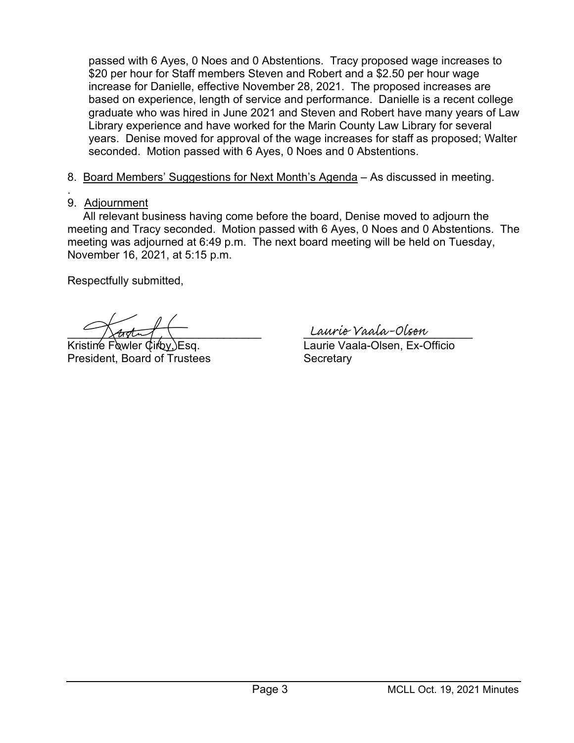passed with 6 Ayes, 0 Noes and 0 Abstentions. Tracy proposed wage increases to $20 per hour for Staff members Steven and Robert and a $2.50 per hour wage increase for Danielle, effective November 28, 2021. The proposed increases are based on experience, length of service and performance. Danielle is a recent college graduate who was hired in June 2021 and Steven and Robert have many years of Law Library experience and have worked for the Marin County Law Library for several years. Denise moved for approval of the wage increases for staff as proposed; Walter seconded. Motion passed with 6 Ayes, 0 Noes and 0 Abstentions.

8. <u>Board Members' Suggestions for Next Month's Agenda</u> – As discussed in meeting.

.

9. <u>Adjournment</u>

All relevant business having come before the board, Denise moved to adjourn the meeting and Tracy seconded. Motion passed with 6 Ayes, 0 Noes and 0 Abstentions. The meeting was adjourned at 6:49 p.m. The next board meeting will be held on Tuesday, November 16, 2021, at 5:15 p.m.

Respectfully submitted,

| | |
|---|---|
| ______________________________ | *Laurie Vaala-Olsen* |
| Kristine Fowler Cirby, Esq. | Laurie Vaala-Olsen, Ex-Officio |
| President, Board of Trustees | Secretary |